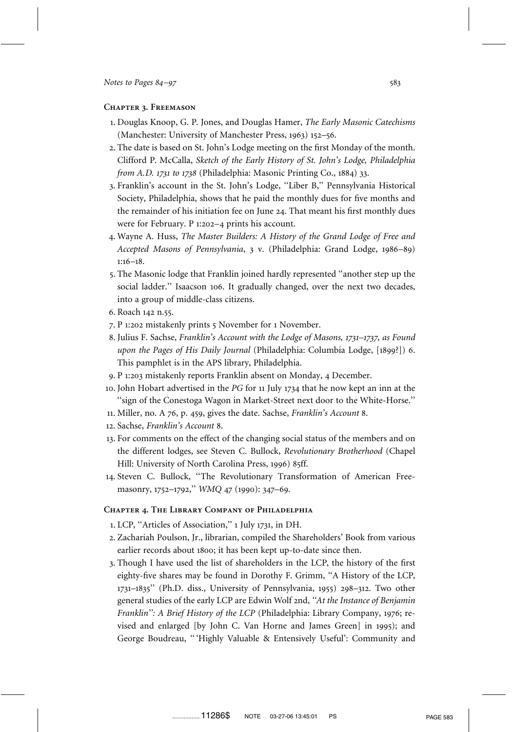## Chapter 3. Freemason

1. Douglas Knoop, G. P. Jones, and Douglas Hamer, *The Early Masonic Catechisms* (Manchester: University of Manchester Press, 1963) 152–56.
2. The date is based on St. John's Lodge meeting on the first Monday of the month. Clifford P. McCalla, *Sketch of the Early History of St. John's Lodge, Philadelphia from A.D. 1731 to 1738* (Philadelphia: Masonic Printing Co., 1884) 33.
3. Franklin's account in the St. John's Lodge, ''Liber B,'' Pennsylvania Historical Society, Philadelphia, shows that he paid the monthly dues for five months and the remainder of his initiation fee on June 24. That meant his first monthly dues were for February. P 1:202–4 prints his account.
4. Wayne A. Huss, *The Master Builders: A History of the Grand Lodge of Free and Accepted Masons of Pennsylvania*, 3 v. (Philadelphia: Grand Lodge, 1986–89) 1:16–18.
5. The Masonic lodge that Franklin joined hardly represented ''another step up the social ladder.'' Isaacson 106. It gradually changed, over the next two decades, into a group of middle-class citizens.
6. Roach 142 n.55.
7. P 1:202 mistakenly prints 5 November for 1 November.
8. Julius F. Sachse, *Franklin's Account with the Lodge of Masons, 1731–1737, as Found upon the Pages of His Daily Journal* (Philadelphia: Columbia Lodge, [1899?]) 6. This pamphlet is in the APS library, Philadelphia.
9. P 1:203 mistakenly reports Franklin absent on Monday, 4 December.
10. John Hobart advertised in the *PG* for 11 July 1734 that he now kept an inn at the ''sign of the Conestoga Wagon in Market-Street next door to the White-Horse.''
11. Miller, no. A 76, p. 459, gives the date. Sachse, *Franklin's Account* 8.
12. Sachse, *Franklin's Account* 8.
13. For comments on the effect of the changing social status of the members and on the different lodges, see Steven C. Bullock, *Revolutionary Brotherhood* (Chapel Hill: University of North Carolina Press, 1996) 85ff.
14. Steven C. Bullock, ''The Revolutionary Transformation of American Freemasonry, 1752–1792,'' *WMQ* 47 (1990): 347–69.

## Chapter 4. The Library Company of Philadelphia

1. LCP, ''Articles of Association,'' 1 July 1731, in DH.
2. Zachariah Poulson, Jr., librarian, compiled the Shareholders' Book from various earlier records about 1800; it has been kept up-to-date since then.
3. Though I have used the list of shareholders in the LCP, the history of the first eighty-five shares may be found in Dorothy F. Grimm, ''A History of the LCP, 1731–1835'' (Ph.D. diss., University of Pennsylvania, 1955) 298–312. Two other general studies of the early LCP are Edwin Wolf 2nd, ''*At the Instance of Benjamin Franklin*'': *A Brief History of the LCP* (Philadelphia: Library Company, 1976; revised and enlarged [by John C. Van Horne and James Green] in 1995); and George Boudreau, '' 'Highly Valuable & Extensively Useful': Community and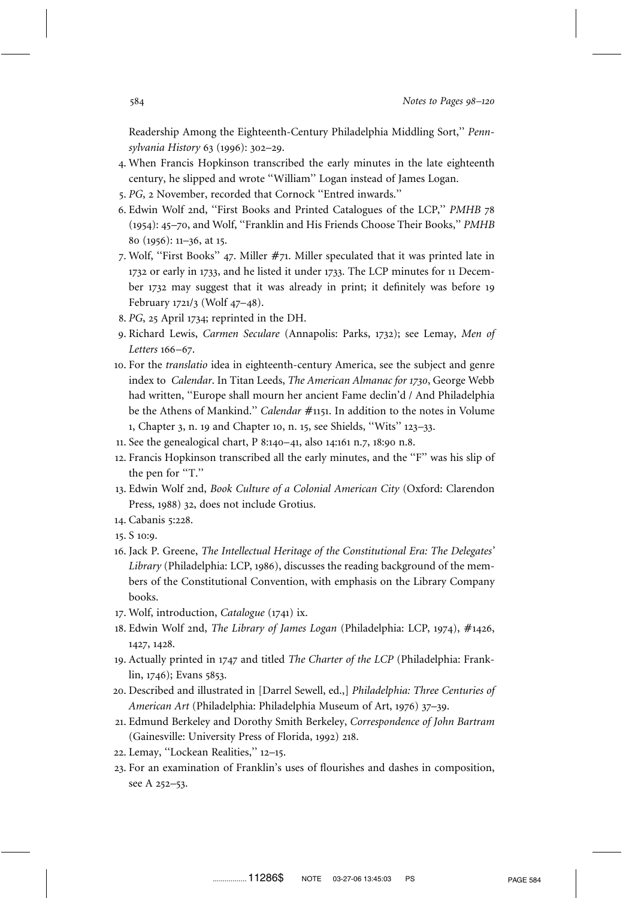Readership Among the Eighteenth-Century Philadelphia Middling Sort,'' *Pennsylvania History* 63 (1996): 302–29.

4. When Francis Hopkinson transcribed the early minutes in the late eighteenth century, he slipped and wrote ''William'' Logan instead of James Logan.
5. *PG*, 2 November, recorded that Cornock ''Entred inwards.''
6. Edwin Wolf 2nd, ''First Books and Printed Catalogues of the LCP,'' *PMHB* 78 (1954): 45–70, and Wolf, ''Franklin and His Friends Choose Their Books,'' *PMHB* 80 (1956): 11–36, at 15.
7. Wolf, ''First Books'' 47. Miller #71. Miller speculated that it was printed late in 1732 or early in 1733, and he listed it under 1733. The LCP minutes for 11 December 1732 may suggest that it was already in print; it definitely was before 19 February 1721/3 (Wolf 47–48).
8. *PG*, 25 April 1734; reprinted in the DH.
9. Richard Lewis, *Carmen Seculare* (Annapolis: Parks, 1732); see Lemay, *Men of Letters* 166–67.
10. For the *translatio* idea in eighteenth-century America, see the subject and genre index to *Calendar*. In Titan Leeds, *The American Almanac for 1730*, George Webb had written, ''Europe shall mourn her ancient Fame declin'd / And Philadelphia be the Athens of Mankind.'' *Calendar* #1151. In addition to the notes in Volume 1, Chapter 3, n. 19 and Chapter 10, n. 15, see Shields, ''Wits'' 123–33.
11. See the genealogical chart, P 8:140–41, also 14:161 n.7, 18:90 n.8.
12. Francis Hopkinson transcribed all the early minutes, and the ''F'' was his slip of the pen for ''T.''
13. Edwin Wolf 2nd, *Book Culture of a Colonial American City* (Oxford: Clarendon Press, 1988) 32, does not include Grotius.
14. Cabanis 5:228.
15. S 10:9.
16. Jack P. Greene, *The Intellectual Heritage of the Constitutional Era: The Delegates' Library* (Philadelphia: LCP, 1986), discusses the reading background of the members of the Constitutional Convention, with emphasis on the Library Company books.
17. Wolf, introduction, *Catalogue* (1741) ix.
18. Edwin Wolf 2nd, *The Library of James Logan* (Philadelphia: LCP, 1974), #1426, 1427, 1428.
19. Actually printed in 1747 and titled *The Charter of the LCP* (Philadelphia: Franklin, 1746); Evans 5853.
20. Described and illustrated in [Darrel Sewell, ed.,] *Philadelphia: Three Centuries of American Art* (Philadelphia: Philadelphia Museum of Art, 1976) 37–39.
21. Edmund Berkeley and Dorothy Smith Berkeley, *Correspondence of John Bartram* (Gainesville: University Press of Florida, 1992) 218.
22. Lemay, ''Lockean Realities,'' 12–15.
23. For an examination of Franklin's uses of flourishes and dashes in composition, see A 252–53.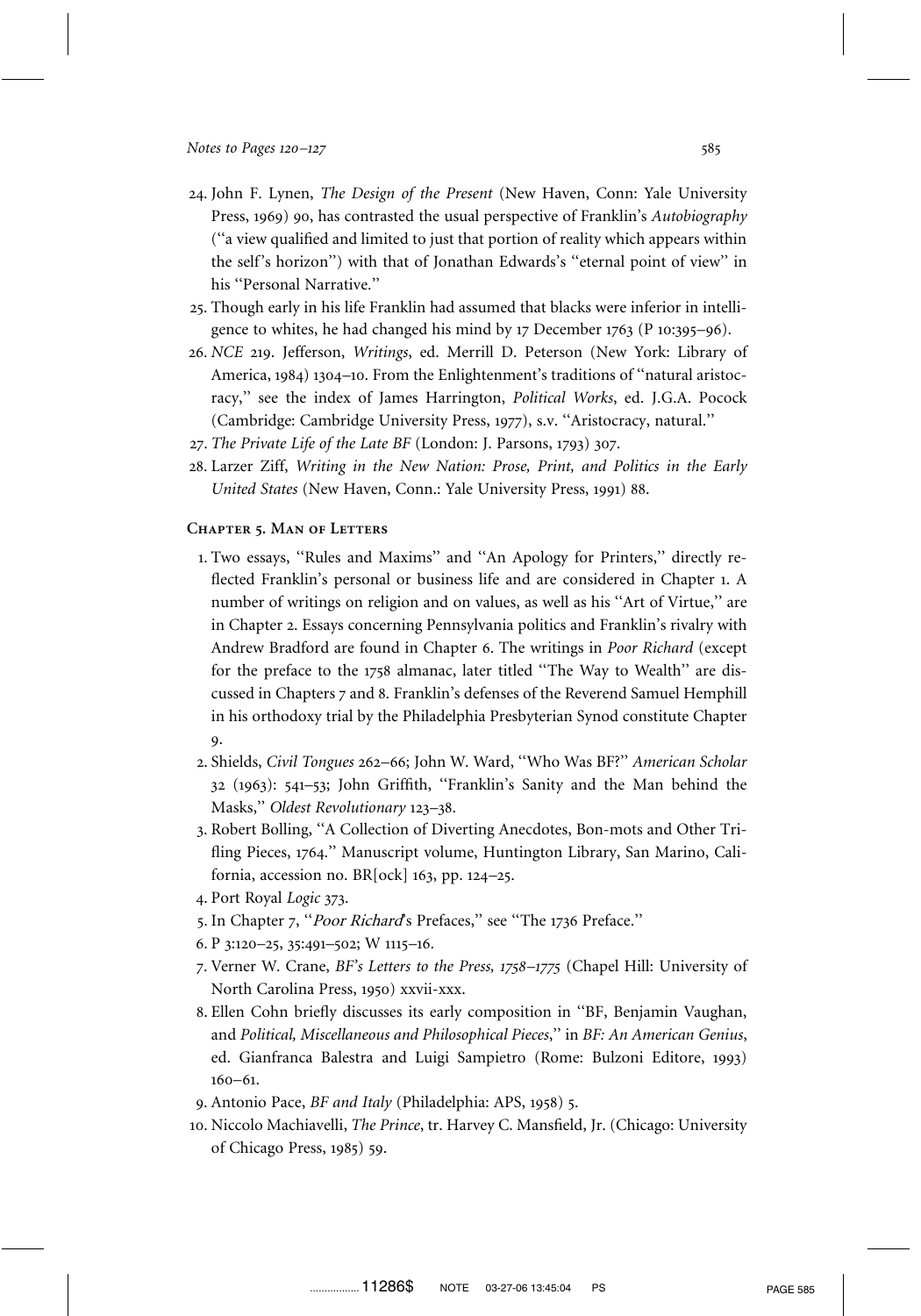24. John F. Lynen, *The Design of the Present* (New Haven, Conn: Yale University Press, 1969) 90, has contrasted the usual perspective of Franklin's *Autobiography* (''a view qualified and limited to just that portion of reality which appears within the self's horizon'') with that of Jonathan Edwards's ''eternal point of view'' in his ''Personal Narrative.''
25. Though early in his life Franklin had assumed that blacks were inferior in intelligence to whites, he had changed his mind by 17 December 1763 (P 10:395–96).
26. *NCE* 219. Jefferson, *Writings*, ed. Merrill D. Peterson (New York: Library of America, 1984) 1304–10. From the Enlightenment's traditions of ''natural aristocracy,'' see the index of James Harrington, *Political Works*, ed. J.G.A. Pocock (Cambridge: Cambridge University Press, 1977), s.v. ''Aristocracy, natural.''
27. *The Private Life of the Late BF* (London: J. Parsons, 1793) 307.
28. Larzer Ziff, *Writing in the New Nation: Prose, Print, and Politics in the Early United States* (New Haven, Conn.: Yale University Press, 1991) 88.

## Chapter 5. Man of Letters

1. Two essays, ''Rules and Maxims'' and ''An Apology for Printers,'' directly reflected Franklin's personal or business life and are considered in Chapter 1. A number of writings on religion and on values, as well as his ''Art of Virtue,'' are in Chapter 2. Essays concerning Pennsylvania politics and Franklin's rivalry with Andrew Bradford are found in Chapter 6. The writings in *Poor Richard* (except for the preface to the 1758 almanac, later titled ''The Way to Wealth'' are discussed in Chapters 7 and 8. Franklin's defenses of the Reverend Samuel Hemphill in his orthodoxy trial by the Philadelphia Presbyterian Synod constitute Chapter 9.
2. Shields, *Civil Tongues* 262–66; John W. Ward, ''Who Was BF?'' *American Scholar* 32 (1963): 541–53; John Griffith, ''Franklin's Sanity and the Man behind the Masks,'' *Oldest Revolutionary* 123–38.
3. Robert Bolling, ''A Collection of Diverting Anecdotes, Bon-mots and Other Trifling Pieces, 1764.'' Manuscript volume, Huntington Library, San Marino, California, accession no. BR[ock] 163, pp. 124–25.
4. Port Royal *Logic* 373.
5. In Chapter 7, ''*Poor Richard*'s Prefaces,'' see ''The 1736 Preface.''
6. P 3:120–25, 35:491–502; W 1115–16.
7. Verner W. Crane, *BF's Letters to the Press, 1758–1775* (Chapel Hill: University of North Carolina Press, 1950) xxvii-xxx.
8. Ellen Cohn briefly discusses its early composition in ''BF, Benjamin Vaughan, and *Political, Miscellaneous and Philosophical Pieces*,'' in *BF: An American Genius*, ed. Gianfranca Balestra and Luigi Sampietro (Rome: Bulzoni Editore, 1993) 160–61.
9. Antonio Pace, *BF and Italy* (Philadelphia: APS, 1958) 5.
10. Niccolo Machiavelli, *The Prince*, tr. Harvey C. Mansfield, Jr. (Chicago: University of Chicago Press, 1985) 59.